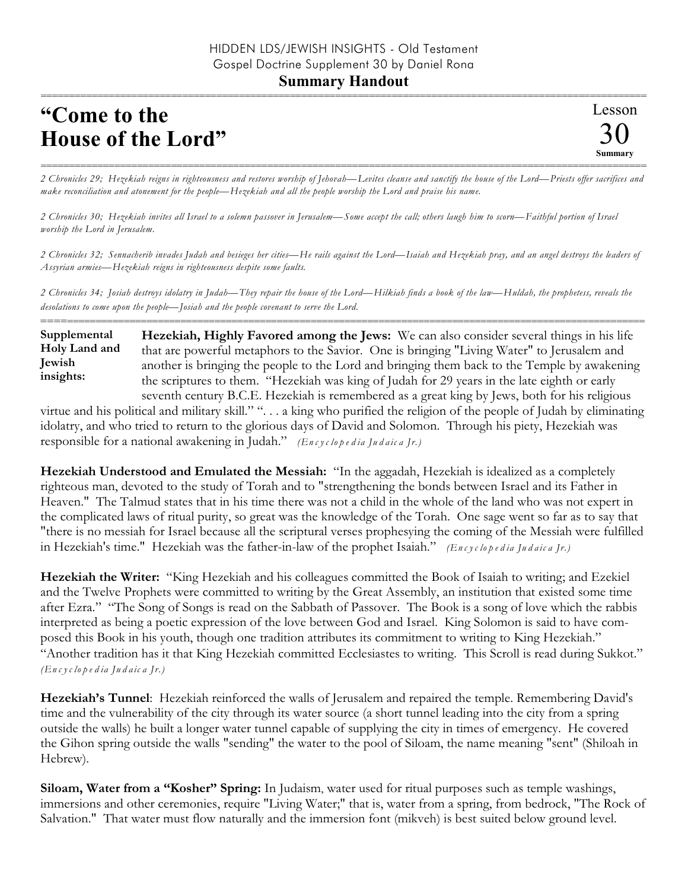HIDDEN LDS/JEWISH INSIGHTS - Old Testament
Gospel Doctrine Supplement 30 by Daniel Rona

**Summary Handout**

# "Come to the House of the Lord"

Lesson 30 Summary

*2 Chronicles 29; Hezekiah reigns in righteousness and restores worship of Jehovah—Levites cleanse and sanctify the house of the Lord—Priests offer sacrifices and make reconciliation and atonement for the people—Hezekiah and all the people worship the Lord and praise his name.*

*2 Chronicles 30; Hezekiah invites all Israel to a solemn passover in Jerusalem—Some accept the call; others laugh him to scorn—Faithful portion of Israel worship the Lord in Jerusalem.*

*2 Chronicles 32; Sennacherib invades Judah and besieges her cities—He rails against the Lord—Isaiah and Hezekiah pray, and an angel destroys the leaders of Assyrian armies—Hezekiah reigns in righteousness despite some faults.*

*2 Chronicles 34; Josiah destroys idolatry in Judah—They repair the house of the Lord—Hilkiah finds a book of the law—Huldah, the prophetess, reveals the desolations to come upon the people—Josiah and the people covenant to serve the Lord.*

**Supplemental Holy Land and Jewish insights:**

**Hezekiah, Highly Favored among the Jews:** We can also consider several things in his life that are powerful metaphors to the Savior. One is bringing "Living Water" to Jerusalem and another is bringing the people to the Lord and bringing them back to the Temple by awakening the scriptures to them. "Hezekiah was king of Judah for 29 years in the late eighth or early seventh century B.C.E. Hezekiah is remembered as a great king by Jews, both for his religious virtue and his political and military skill." ". . . a king who purified the religion of the people of Judah by eliminating idolatry, and who tried to return to the glorious days of David and Solomon. Through his piety, Hezekiah was responsible for a national awakening in Judah." *(Encyclopedia Judaica Jr.)*

**Hezekiah Understood and Emulated the Messiah:** "In the aggadah, Hezekiah is idealized as a completely righteous man, devoted to the study of Torah and to "strengthening the bonds between Israel and its Father in Heaven." The Talmud states that in his time there was not a child in the whole of the land who was not expert in the complicated laws of ritual purity, so great was the knowledge of the Torah. One sage went so far as to say that "there is no messiah for Israel because all the scriptural verses prophesying the coming of the Messiah were fulfilled in Hezekiah's time." Hezekiah was the father-in-law of the prophet Isaiah." *(Encyclopedia Judaica Jr.)*

**Hezekiah the Writer:** "King Hezekiah and his colleagues committed the Book of Isaiah to writing; and Ezekiel and the Twelve Prophets were committed to writing by the Great Assembly, an institution that existed some time after Ezra." "The Song of Songs is read on the Sabbath of Passover. The Book is a song of love which the rabbis interpreted as being a poetic expression of the love between God and Israel. King Solomon is said to have composed this Book in his youth, though one tradition attributes its commitment to writing to King Hezekiah." "Another tradition has it that King Hezekiah committed Ecclesiastes to writing. This Scroll is read during Sukkot." *(Encyclopedia Judaica Jr.)*

**Hezekiah's Tunnel**: Hezekiah reinforced the walls of Jerusalem and repaired the temple. Remembering David's time and the vulnerability of the city through its water source (a short tunnel leading into the city from a spring outside the walls) he built a longer water tunnel capable of supplying the city in times of emergency. He covered the Gihon spring outside the walls "sending" the water to the pool of Siloam, the name meaning "sent" (Shiloah in Hebrew).

**Siloam, Water from a "Kosher" Spring:** In Judaism, water used for ritual purposes such as temple washings, immersions and other ceremonies, require "Living Water;" that is, water from a spring, from bedrock, "The Rock of Salvation." That water must flow naturally and the immersion font (mikveh) is best suited below ground level.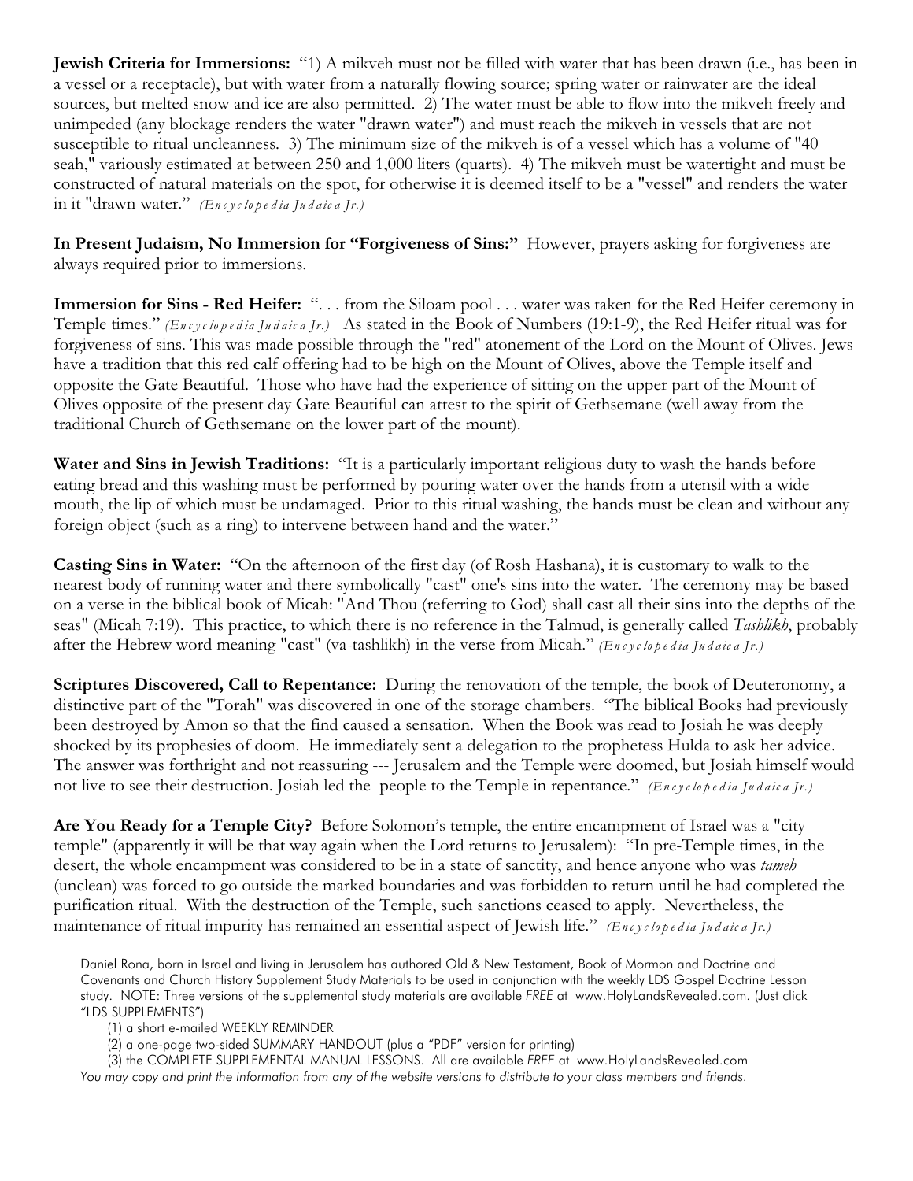**Jewish Criteria for Immersions:** "1) A mikveh must not be filled with water that has been drawn (i.e., has been in a vessel or a receptacle), but with water from a naturally flowing source; spring water or rainwater are the ideal sources, but melted snow and ice are also permitted. 2) The water must be able to flow into the mikveh freely and unimpeded (any blockage renders the water "drawn water") and must reach the mikveh in vessels that are not susceptible to ritual uncleanness. 3) The minimum size of the mikveh is of a vessel which has a volume of "40 seah," variously estimated at between 250 and 1,000 liters (quarts). 4) The mikveh must be watertight and must be constructed of natural materials on the spot, for otherwise it is deemed itself to be a "vessel" and renders the water in it "drawn water." *(Encyclopedia Judaica Jr.)*

**In Present Judaism, No Immersion for "Forgiveness of Sins:"** However, prayers asking for forgiveness are always required prior to immersions.

**Immersion for Sins - Red Heifer:** ". . . from the Siloam pool . . . water was taken for the Red Heifer ceremony in Temple times." *(Encyclopedia Judaica Jr.)* As stated in the Book of Numbers (19:1-9), the Red Heifer ritual was for forgiveness of sins. This was made possible through the "red" atonement of the Lord on the Mount of Olives. Jews have a tradition that this red calf offering had to be high on the Mount of Olives, above the Temple itself and opposite the Gate Beautiful. Those who have had the experience of sitting on the upper part of the Mount of Olives opposite of the present day Gate Beautiful can attest to the spirit of Gethsemane (well away from the traditional Church of Gethsemane on the lower part of the mount).

**Water and Sins in Jewish Traditions:** "It is a particularly important religious duty to wash the hands before eating bread and this washing must be performed by pouring water over the hands from a utensil with a wide mouth, the lip of which must be undamaged. Prior to this ritual washing, the hands must be clean and without any foreign object (such as a ring) to intervene between hand and the water."

**Casting Sins in Water:** "On the afternoon of the first day (of Rosh Hashana), it is customary to walk to the nearest body of running water and there symbolically "cast" one's sins into the water. The ceremony may be based on a verse in the biblical book of Micah: "And Thou (referring to God) shall cast all their sins into the depths of the seas" (Micah 7:19). This practice, to which there is no reference in the Talmud, is generally called *Tashlikh*, probably after the Hebrew word meaning "cast" (va-tashlikh) in the verse from Micah." *(Encyclopedia Judaica Jr.)*

**Scriptures Discovered, Call to Repentance:** During the renovation of the temple, the book of Deuteronomy, a distinctive part of the "Torah" was discovered in one of the storage chambers. "The biblical Books had previously been destroyed by Amon so that the find caused a sensation. When the Book was read to Josiah he was deeply shocked by its prophesies of doom. He immediately sent a delegation to the prophetess Hulda to ask her advice. The answer was forthright and not reassuring --- Jerusalem and the Temple were doomed, but Josiah himself would not live to see their destruction. Josiah led the people to the Temple in repentance." *(Encyclopedia Judaica Jr.)*

**Are You Ready for a Temple City?** Before Solomon's temple, the entire encampment of Israel was a "city temple" (apparently it will be that way again when the Lord returns to Jerusalem): "In pre-Temple times, in the desert, the whole encampment was considered to be in a state of sanctity, and hence anyone who was *tameh* (unclean) was forced to go outside the marked boundaries and was forbidden to return until he had completed the purification ritual. With the destruction of the Temple, such sanctions ceased to apply. Nevertheless, the maintenance of ritual impurity has remained an essential aspect of Jewish life." *(Encyclopedia Judaica Jr.)*

Daniel Rona, born in Israel and living in Jerusalem has authored Old & New Testament, Book of Mormon and Doctrine and Covenants and Church History Supplement Study Materials to be used in conjunction with the weekly LDS Gospel Doctrine Lesson study. NOTE: Three versions of the supplemental study materials are available *FREE* at www.HolyLandsRevealed.com. (Just click "LDS SUPPLEMENTS")

(1) a short e-mailed WEEKLY REMINDER

(2) a one-page two-sided SUMMARY HANDOUT (plus a "PDF" version for printing)

(3) the COMPLETE SUPPLEMENTAL MANUAL LESSONS. All are available *FREE* at www.HolyLandsRevealed.com

*You may copy and print the information from any of the website versions to distribute to your class members and friends.*